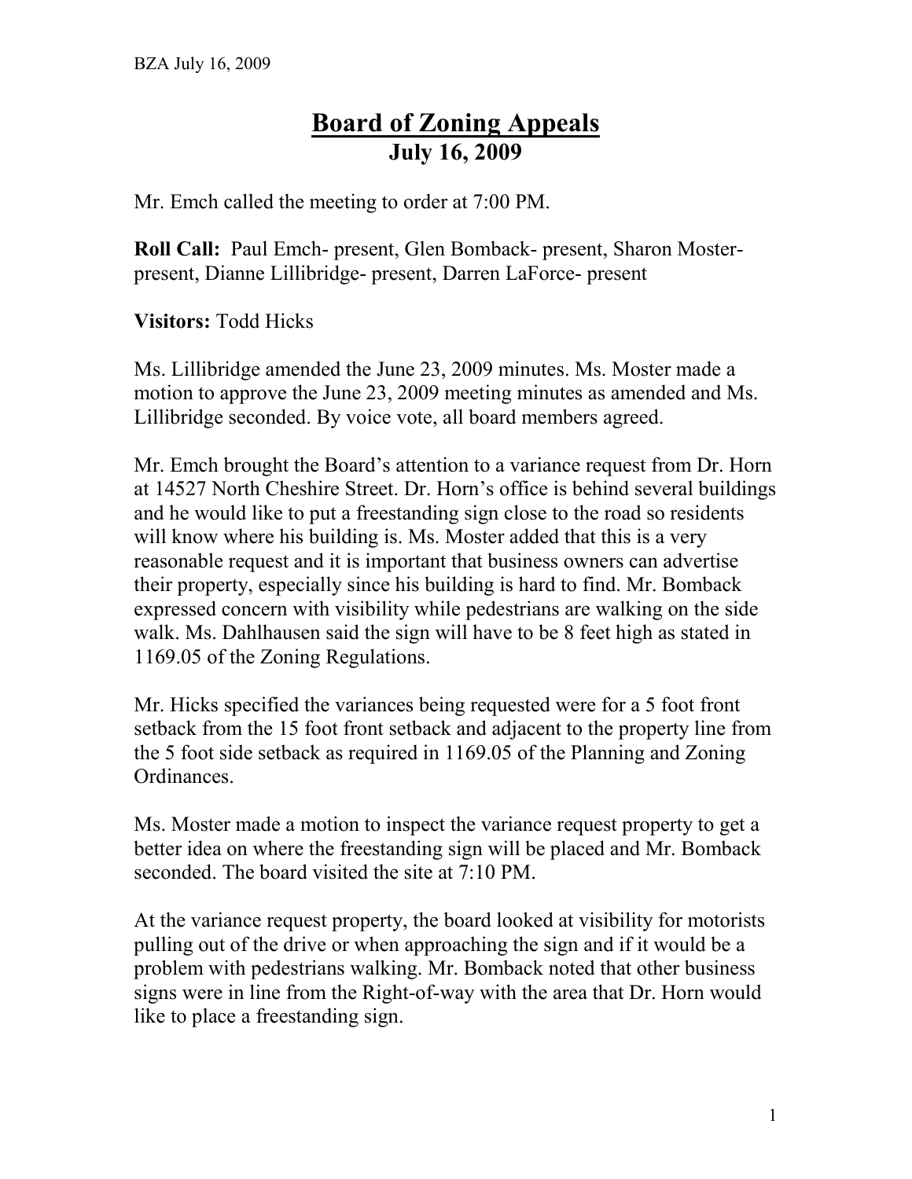# Board of Zoning Appeals
## July 16, 2009

Mr. Emch called the meeting to order at 7:00 PM.

**Roll Call:** Paul Emch- present, Glen Bomback- present, Sharon Moster- present, Dianne Lillibridge- present, Darren LaForce- present

**Visitors:** Todd Hicks

Ms. Lillibridge amended the June 23, 2009 minutes. Ms. Moster made a motion to approve the June 23, 2009 meeting minutes as amended and Ms. Lillibridge seconded. By voice vote, all board members agreed.

Mr. Emch brought the Board's attention to a variance request from Dr. Horn at 14527 North Cheshire Street. Dr. Horn's office is behind several buildings and he would like to put a freestanding sign close to the road so residents will know where his building is. Ms. Moster added that this is a very reasonable request and it is important that business owners can advertise their property, especially since his building is hard to find. Mr. Bomback expressed concern with visibility while pedestrians are walking on the side walk. Ms. Dahlhausen said the sign will have to be 8 feet high as stated in 1169.05 of the Zoning Regulations.

Mr. Hicks specified the variances being requested were for a 5 foot front setback from the 15 foot front setback and adjacent to the property line from the 5 foot side setback as required in 1169.05 of the Planning and Zoning Ordinances.

Ms. Moster made a motion to inspect the variance request property to get a better idea on where the freestanding sign will be placed and Mr. Bomback seconded. The board visited the site at 7:10 PM.

At the variance request property, the board looked at visibility for motorists pulling out of the drive or when approaching the sign and if it would be a problem with pedestrians walking. Mr. Bomback noted that other business signs were in line from the Right-of-way with the area that Dr. Horn would like to place a freestanding sign.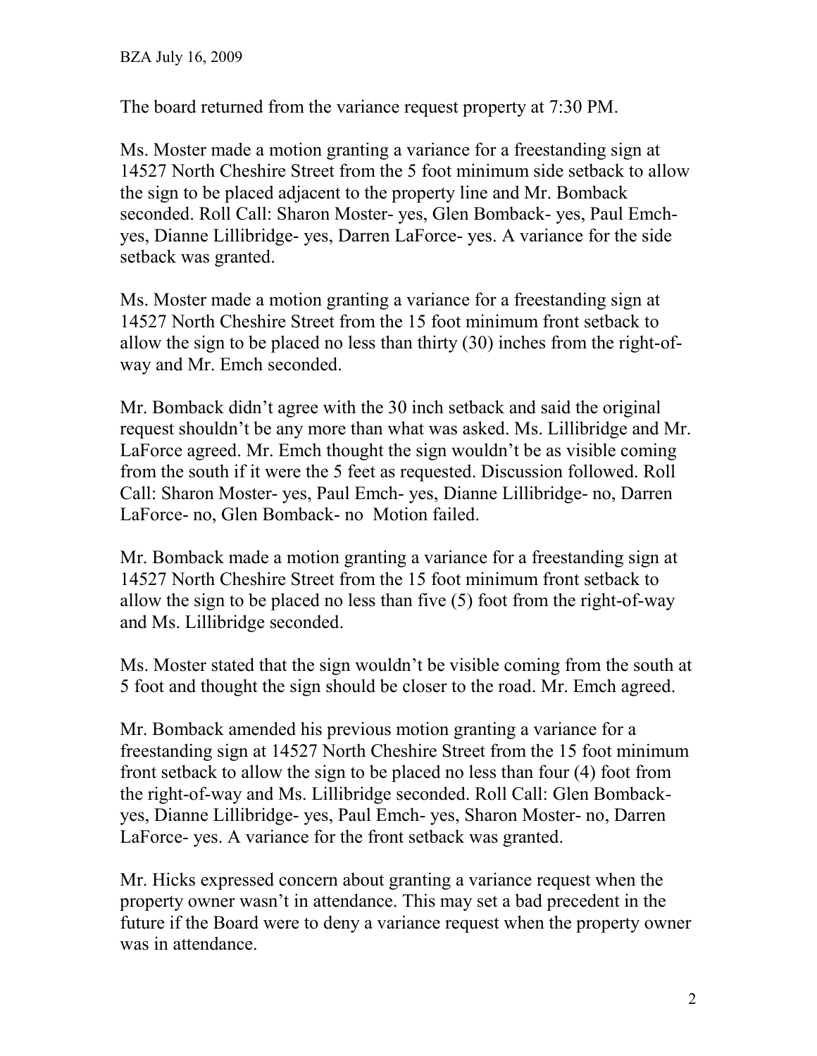The board returned from the variance request property at 7:30 PM.

Ms. Moster made a motion granting a variance for a freestanding sign at 14527 North Cheshire Street from the 5 foot minimum side setback to allow the sign to be placed adjacent to the property line and Mr. Bomback seconded. Roll Call: Sharon Moster- yes, Glen Bomback- yes, Paul Emch- yes, Dianne Lillibridge- yes, Darren LaForce- yes. A variance for the side setback was granted.

Ms. Moster made a motion granting a variance for a freestanding sign at 14527 North Cheshire Street from the 15 foot minimum front setback to allow the sign to be placed no less than thirty (30) inches from the right-of-way and Mr. Emch seconded.

Mr. Bomback didn't agree with the 30 inch setback and said the original request shouldn't be any more than what was asked. Ms. Lillibridge and Mr. LaForce agreed. Mr. Emch thought the sign wouldn't be as visible coming from the south if it were the 5 feet as requested. Discussion followed. Roll Call: Sharon Moster- yes, Paul Emch- yes, Dianne Lillibridge- no, Darren LaForce- no, Glen Bomback- no Motion failed.

Mr. Bomback made a motion granting a variance for a freestanding sign at 14527 North Cheshire Street from the 15 foot minimum front setback to allow the sign to be placed no less than five (5) foot from the right-of-way and Ms. Lillibridge seconded.

Ms. Moster stated that the sign wouldn't be visible coming from the south at 5 foot and thought the sign should be closer to the road. Mr. Emch agreed.

Mr. Bomback amended his previous motion granting a variance for a freestanding sign at 14527 North Cheshire Street from the 15 foot minimum front setback to allow the sign to be placed no less than four (4) foot from the right-of-way and Ms. Lillibridge seconded. Roll Call: Glen Bomback- yes, Dianne Lillibridge- yes, Paul Emch- yes, Sharon Moster- no, Darren LaForce- yes. A variance for the front setback was granted.

Mr. Hicks expressed concern about granting a variance request when the property owner wasn't in attendance. This may set a bad precedent in the future if the Board were to deny a variance request when the property owner was in attendance.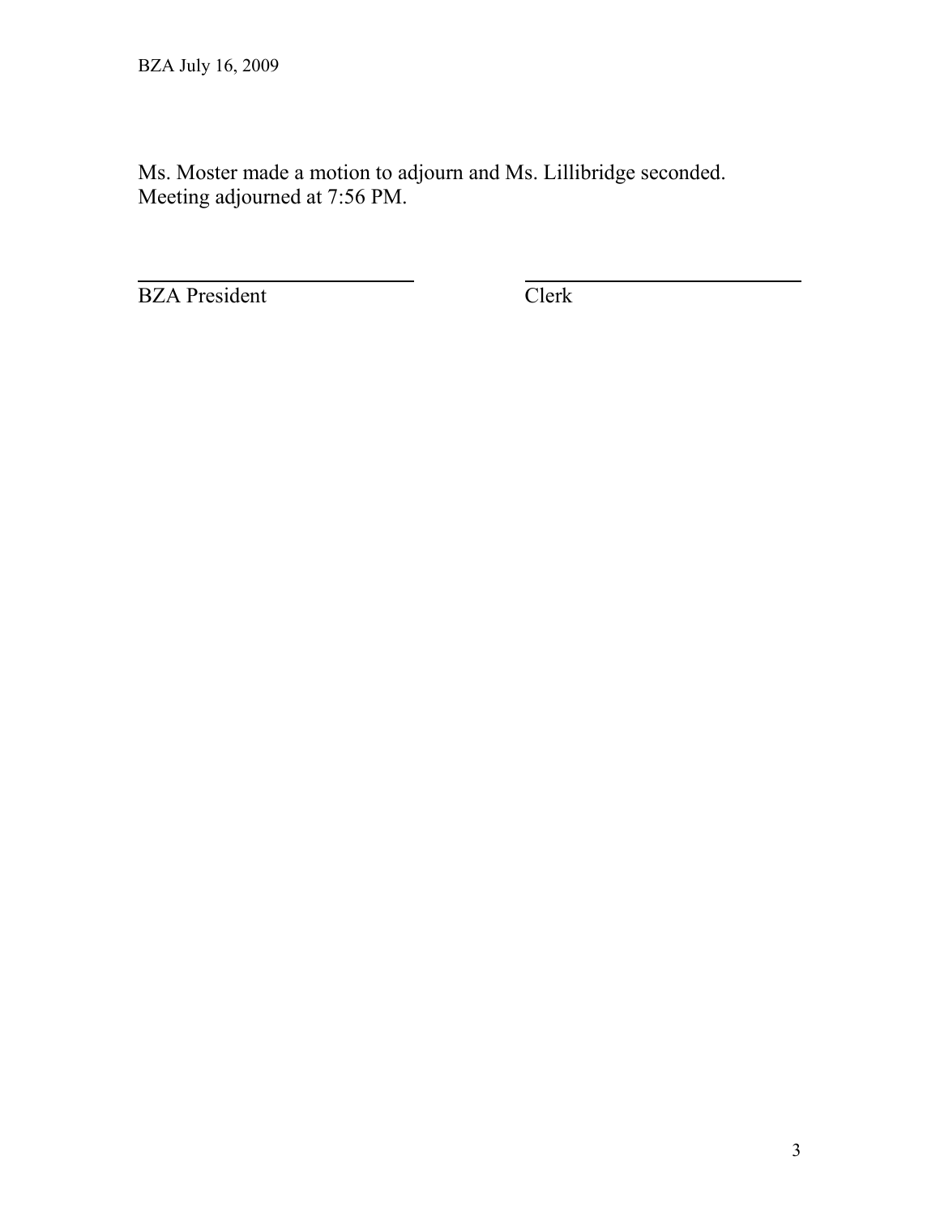Ms. Moster made a motion to adjourn and Ms. Lillibridge seconded.
Meeting adjourned at 7:56 PM.

\_\_\_\_\_\_\_\_\_\_\_\_\_\_\_\_\_\_\_\_\_\_\_\_\_\_\_\_ \_\_\_\_\_\_\_\_\_\_\_\_\_\_\_\_\_\_\_\_\_\_\_\_\_\_\_\_

BZA President Clerk